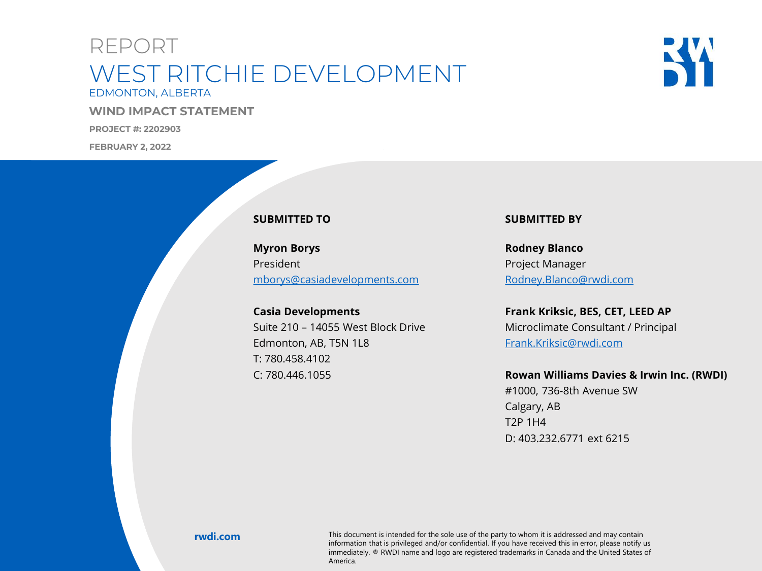# REPORT

# WEST RITCHIE DEVELOPMENT

EDMONTON, ALBERTA

## WIND IMPACT STATEMENT

**PROJECT #: 2202903**

**FEBRUARY 2, 2022**

**SUBMITTED TO**

**Myron Borys**
President
mborys@casiadevelopments.com

**Casia Developments**
Suite 210 – 14055 West Block Drive
Edmonton, AB, T5N 1L8
T: 780.458.4102
C: 780.446.1055

**SUBMITTED BY**

**Rodney Blanco**
Project Manager
Rodney.Blanco@rwdi.com

**Frank Kriksic, BES, CET, LEED AP**
Microclimate Consultant / Principal
Frank.Kriksic@rwdi.com

**Rowan Williams Davies & Irwin Inc. (RWDI)**
#1000, 736-8th Avenue SW
Calgary, AB
T2P 1H4
D: 403.232.6771 ext 6215

**rwdi.com**

This document is intended for the sole use of the party to whom it is addressed and may contain information that is privileged and/or confidential. If you have received this in error, please notify us immediately. ® RWDI name and logo are registered trademarks in Canada and the United States of America.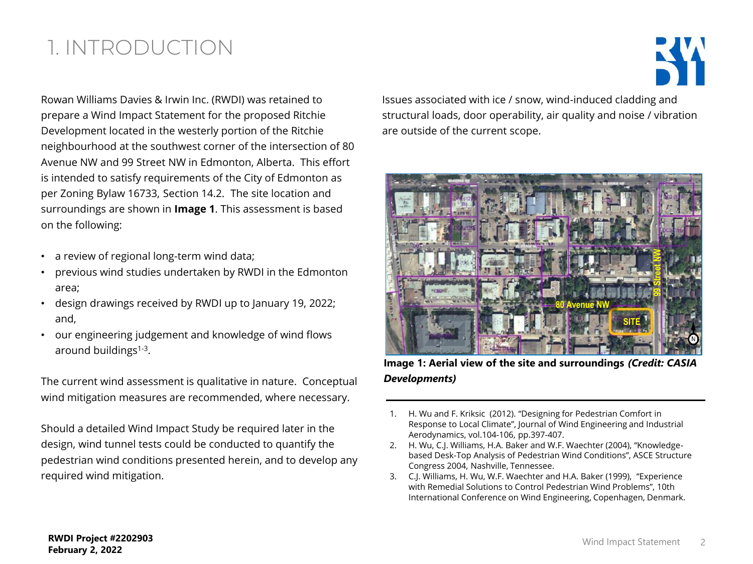# 1. INTRODUCTION

Rowan Williams Davies & Irwin Inc. (RWDI) was retained to prepare a Wind Impact Statement for the proposed Ritchie Development located in the westerly portion of the Ritchie neighbourhood at the southwest corner of the intersection of 80 Avenue NW and 99 Street NW in Edmonton, Alberta. This effort is intended to satisfy requirements of the City of Edmonton as per Zoning Bylaw 16733, Section 14.2. The site location and surroundings are shown in **Image 1**. This assessment is based on the following:

- a review of regional long-term wind data;
- previous wind studies undertaken by RWDI in the Edmonton area;
- design drawings received by RWDI up to January 19, 2022; and,
- our engineering judgement and knowledge of wind flows around buildings[1-3].

The current wind assessment is qualitative in nature. Conceptual wind mitigation measures are recommended, where necessary.

Should a detailed Wind Impact Study be required later in the design, wind tunnel tests could be conducted to quantify the pedestrian wind conditions presented herein, and to develop any required wind mitigation.

Issues associated with ice / snow, wind-induced cladding and structural loads, door operability, air quality and noise / vibration are outside of the current scope.

**Image 1: Aerial view of the site and surroundings *(Credit: CASIA Developments)***

1. H. Wu and F. Kriksic (2012). "Designing for Pedestrian Comfort in Response to Local Climate", Journal of Wind Engineering and Industrial Aerodynamics, vol.104-106, pp.397-407.
2. H. Wu, C.J. Williams, H.A. Baker and W.F. Waechter (2004), "Knowledge-based Desk-Top Analysis of Pedestrian Wind Conditions", ASCE Structure Congress 2004, Nashville, Tennessee.
3. C.J. Williams, H. Wu, W.F. Waechter and H.A. Baker (1999), "Experience with Remedial Solutions to Control Pedestrian Wind Problems", 10th International Conference on Wind Engineering, Copenhagen, Denmark.

**RWDI Project #2202903**
**February 2, 2022**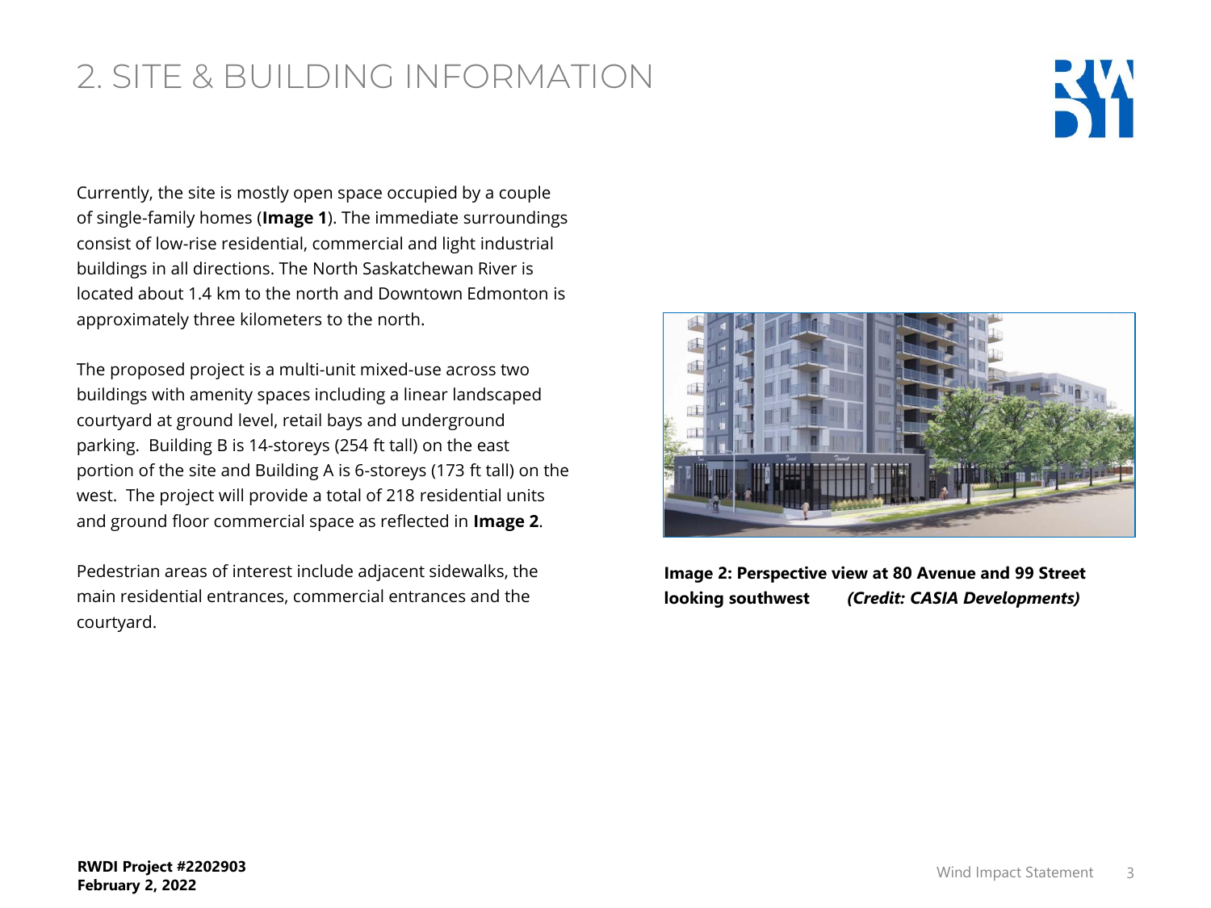# 2. SITE & BUILDING INFORMATION

Currently, the site is mostly open space occupied by a couple of single-family homes (**Image 1**). The immediate surroundings consist of low-rise residential, commercial and light industrial buildings in all directions. The North Saskatchewan River is located about 1.4 km to the north and Downtown Edmonton is approximately three kilometers to the north.

The proposed project is a multi-unit mixed-use across two buildings with amenity spaces including a linear landscaped courtyard at ground level, retail bays and underground parking. Building B is 14-storeys (254 ft tall) on the east portion of the site and Building A is 6-storeys (173 ft tall) on the west. The project will provide a total of 218 residential units and ground floor commercial space as reflected in **Image 2**.

Pedestrian areas of interest include adjacent sidewalks, the main residential entrances, commercial entrances and the courtyard.

**Image 2: Perspective view at 80 Avenue and 99 Street looking southwest** ***(Credit: CASIA Developments)***

**RWDI Project #2202903**
**February 2, 2022**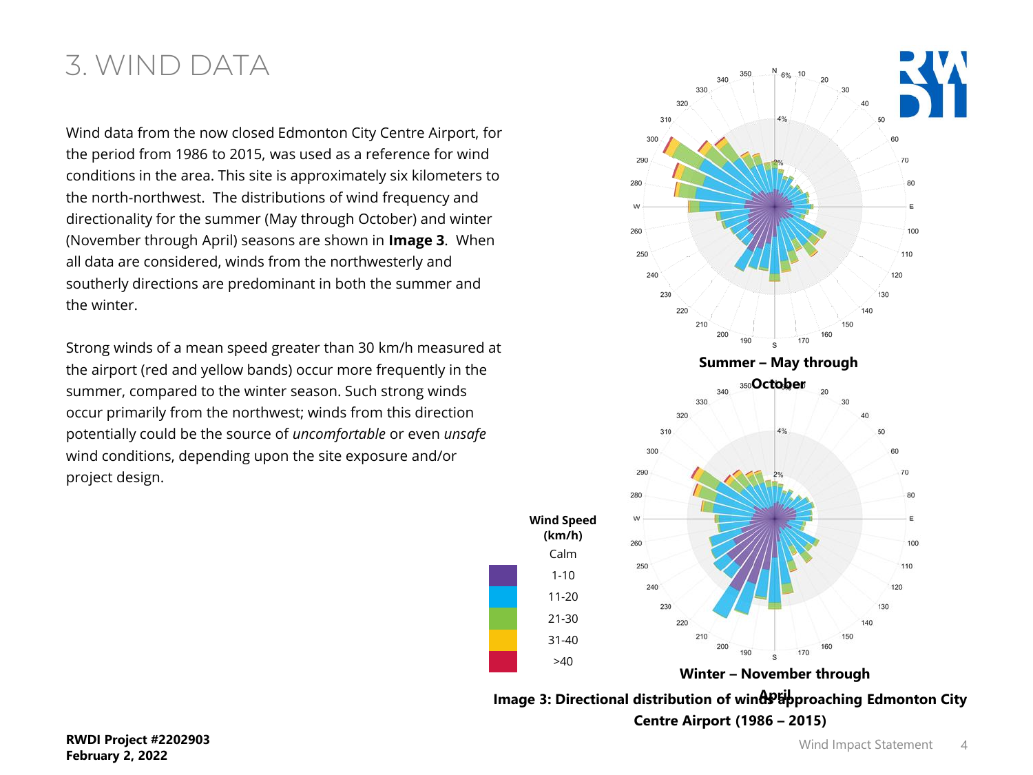# 3. WIND DATA

Wind data from the now closed Edmonton City Centre Airport, for the period from 1986 to 2015, was used as a reference for wind conditions in the area. This site is approximately six kilometers to the north-northwest. The distributions of wind frequency and directionality for the summer (May through October) and winter (November through April) seasons are shown in **Image 3**. When all data are considered, winds from the northwesterly and southerly directions are predominant in both the summer and the winter.

Strong winds of a mean speed greater than 30 km/h measured at the airport (red and yellow bands) occur more frequently in the summer, compared to the winter season. Such strong winds occur primarily from the northwest; winds from this direction potentially could be the source of *uncomfortable* or even *unsafe* wind conditions, depending upon the site exposure and/or project design.

**Summer – May through October**

**Winter – November through April**

| Wind Speed (km/h) |
| --- |
| Calm |
| 1-10 |
| 11-20 |
| 21-30 |
| 31-40 |
| >40 |

**Image 3: Directional distribution of winds approaching Edmonton City Centre Airport (1986 – 2015)**

**RWDI Project #2202903**
**February 2, 2022**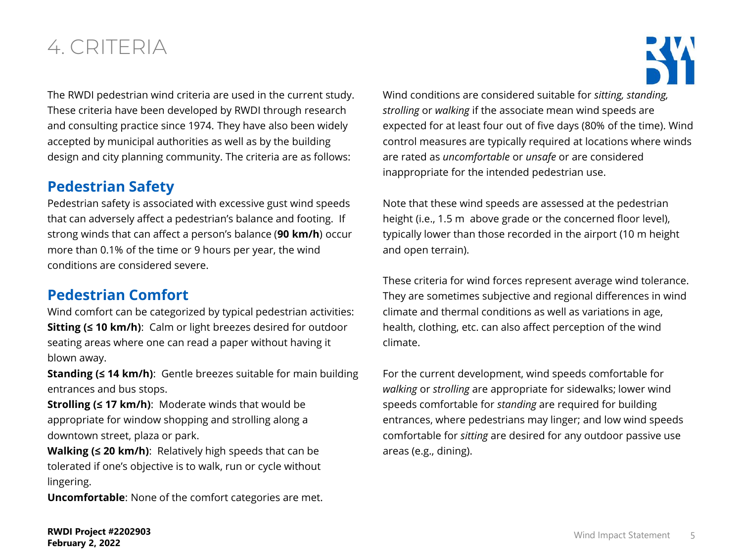# 4. CRITERIA

The RWDI pedestrian wind criteria are used in the current study. These criteria have been developed by RWDI through research and consulting practice since 1974. They have also been widely accepted by municipal authorities as well as by the building design and city planning community. The criteria are as follows:

## Pedestrian Safety

Pedestrian safety is associated with excessive gust wind speeds that can adversely affect a pedestrian's balance and footing. If strong winds that can affect a person's balance (**90 km/h**) occur more than 0.1% of the time or 9 hours per year, the wind conditions are considered severe.

## Pedestrian Comfort

Wind comfort can be categorized by typical pedestrian activities:

**Sitting (≤ 10 km/h)**: Calm or light breezes desired for outdoor seating areas where one can read a paper without having it blown away.

**Standing (≤ 14 km/h)**: Gentle breezes suitable for main building entrances and bus stops.

**Strolling (≤ 17 km/h)**: Moderate winds that would be appropriate for window shopping and strolling along a downtown street, plaza or park.

**Walking (≤ 20 km/h)**: Relatively high speeds that can be tolerated if one's objective is to walk, run or cycle without lingering.

**Uncomfortable**: None of the comfort categories are met.

Wind conditions are considered suitable for *sitting, standing, strolling* or *walking* if the associate mean wind speeds are expected for at least four out of five days (80% of the time). Wind control measures are typically required at locations where winds are rated as *uncomfortable* or *unsafe* or are considered inappropriate for the intended pedestrian use.

Note that these wind speeds are assessed at the pedestrian height (i.e., 1.5 m above grade or the concerned floor level), typically lower than those recorded in the airport (10 m height and open terrain).

These criteria for wind forces represent average wind tolerance. They are sometimes subjective and regional differences in wind climate and thermal conditions as well as variations in age, health, clothing, etc. can also affect perception of the wind climate.

For the current development, wind speeds comfortable for *walking* or *strolling* are appropriate for sidewalks; lower wind speeds comfortable for *standing* are required for building entrances, where pedestrians may linger; and low wind speeds comfortable for *sitting* are desired for any outdoor passive use areas (e.g., dining).

**RWDI Project #2202903**
**February 2, 2022**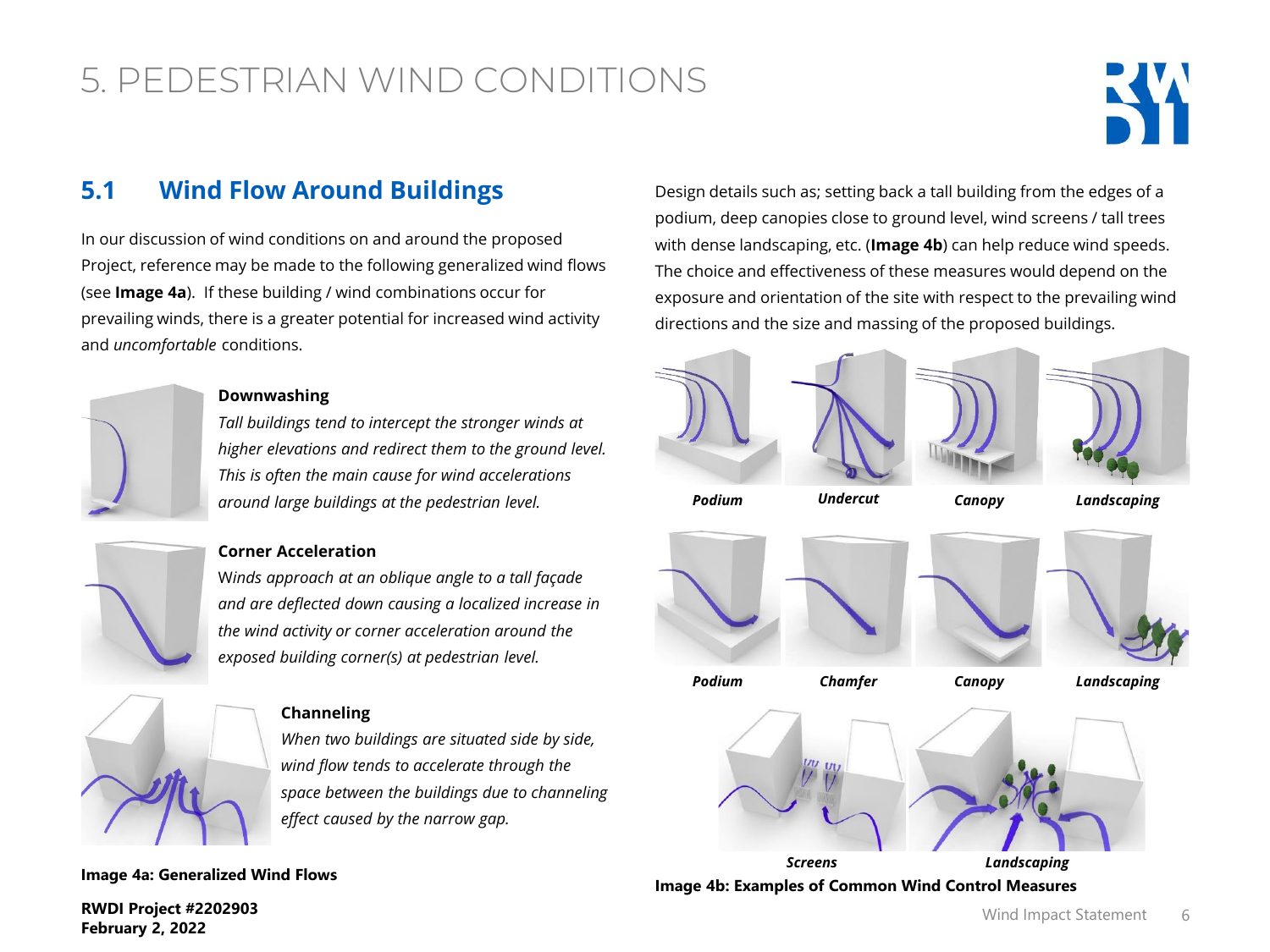# 5. PEDESTRIAN WIND CONDITIONS

## 5.1 Wind Flow Around Buildings

In our discussion of wind conditions on and around the proposed Project, reference may be made to the following generalized wind flows (see **Image 4a**). If these building / wind combinations occur for prevailing winds, there is a greater potential for increased wind activity and *uncomfortable* conditions.

**Downwashing**

*Tall buildings tend to intercept the stronger winds at higher elevations and redirect them to the ground level. This is often the main cause for wind accelerations around large buildings at the pedestrian level.*

**Corner Acceleration**

*Winds approach at an oblique angle to a tall façade and are deflected down causing a localized increase in the wind activity or corner acceleration around the exposed building corner(s) at pedestrian level.*

**Channeling**

*When two buildings are situated side by side, wind flow tends to accelerate through the space between the buildings due to channeling effect caused by the narrow gap.*

**Image 4a: Generalized Wind Flows**

Design details such as; setting back a tall building from the edges of a podium, deep canopies close to ground level, wind screens / tall trees with dense landscaping, etc. (**Image 4b**) can help reduce wind speeds. The choice and effectiveness of these measures would depend on the exposure and orientation of the site with respect to the prevailing wind directions and the size and massing of the proposed buildings.

***Podium*** ***Undercut*** ***Canopy*** ***Landscaping***

***Podium*** ***Chamfer*** ***Canopy*** ***Landscaping***

***Screens*** ***Landscaping***

**Image 4b: Examples of Common Wind Control Measures**

**RWDI Project #2202903**
**February 2, 2022**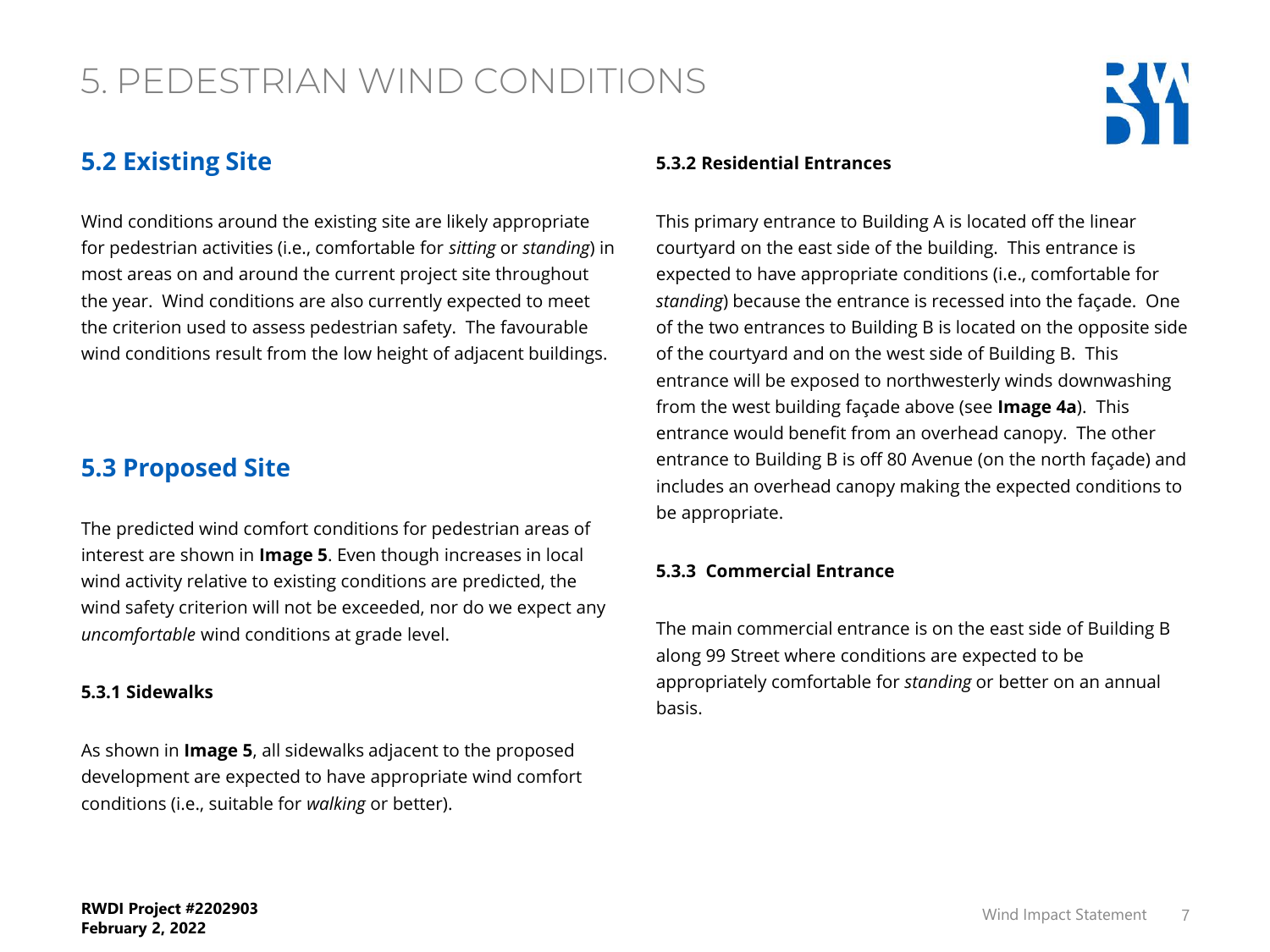# 5. PEDESTRIAN WIND CONDITIONS

## 5.2 Existing Site

Wind conditions around the existing site are likely appropriate for pedestrian activities (i.e., comfortable for *sitting* or *standing*) in most areas on and around the current project site throughout the year. Wind conditions are also currently expected to meet the criterion used to assess pedestrian safety. The favourable wind conditions result from the low height of adjacent buildings.

## 5.3 Proposed Site

The predicted wind comfort conditions for pedestrian areas of interest are shown in **Image 5**. Even though increases in local wind activity relative to existing conditions are predicted, the wind safety criterion will not be exceeded, nor do we expect any *uncomfortable* wind conditions at grade level.

### 5.3.1 Sidewalks

As shown in **Image 5**, all sidewalks adjacent to the proposed development are expected to have appropriate wind comfort conditions (i.e., suitable for *walking* or better).

### 5.3.2 Residential Entrances

This primary entrance to Building A is located off the linear courtyard on the east side of the building. This entrance is expected to have appropriate conditions (i.e., comfortable for *standing*) because the entrance is recessed into the façade. One of the two entrances to Building B is located on the opposite side of the courtyard and on the west side of Building B. This entrance will be exposed to northwesterly winds downwashing from the west building façade above (see **Image 4a**). This entrance would benefit from an overhead canopy. The other entrance to Building B is off 80 Avenue (on the north façade) and includes an overhead canopy making the expected conditions to be appropriate.

### 5.3.3 Commercial Entrance

The main commercial entrance is on the east side of Building B along 99 Street where conditions are expected to be appropriately comfortable for *standing* or better on an annual basis.

**RWDI Project #2202903**
**February 2, 2022**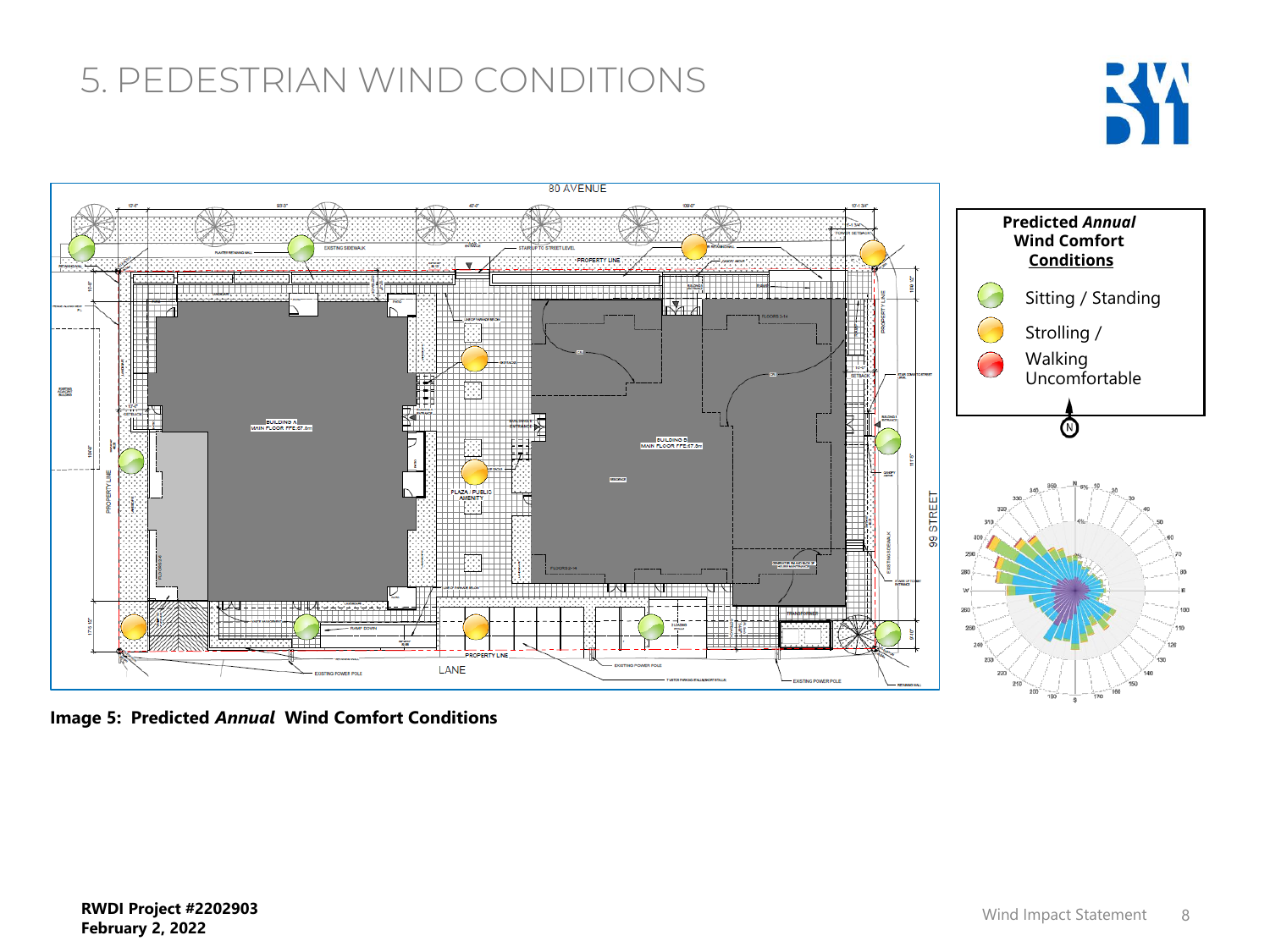# 5. PEDESTRIAN WIND CONDITIONS

**Predicted *Annual* Wind Comfort Conditions**

- Sitting / Standing
- Strolling / Walking
- Uncomfortable

**Image 5: Predicted *Annual* Wind Comfort Conditions**

**RWDI Project #2202903**
**February 2, 2022**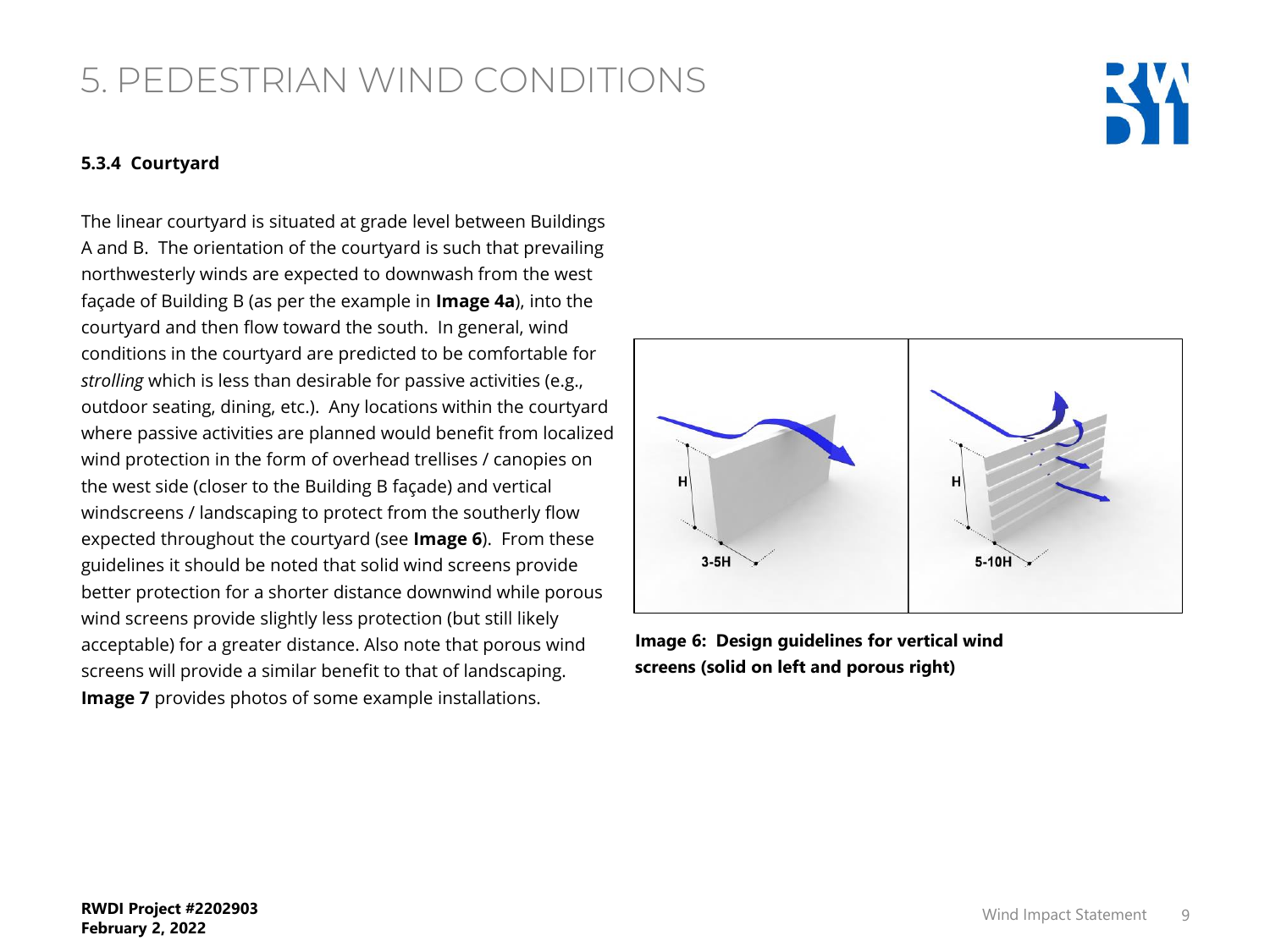# 5. PEDESTRIAN WIND CONDITIONS

### 5.3.4 Courtyard

The linear courtyard is situated at grade level between Buildings A and B. The orientation of the courtyard is such that prevailing northwesterly winds are expected to downwash from the west façade of Building B (as per the example in **Image 4a**), into the courtyard and then flow toward the south. In general, wind conditions in the courtyard are predicted to be comfortable for *strolling* which is less than desirable for passive activities (e.g., outdoor seating, dining, etc.). Any locations within the courtyard where passive activities are planned would benefit from localized wind protection in the form of overhead trellises / canopies on the west side (closer to the Building B façade) and vertical windscreens / landscaping to protect from the southerly flow expected throughout the courtyard (see **Image 6**). From these guidelines it should be noted that solid wind screens provide better protection for a shorter distance downwind while porous wind screens provide slightly less protection (but still likely acceptable) for a greater distance. Also note that porous wind screens will provide a similar benefit to that of landscaping. **Image 7** provides photos of some example installations.

**Image 6: Design guidelines for vertical wind screens (solid on left and porous right)**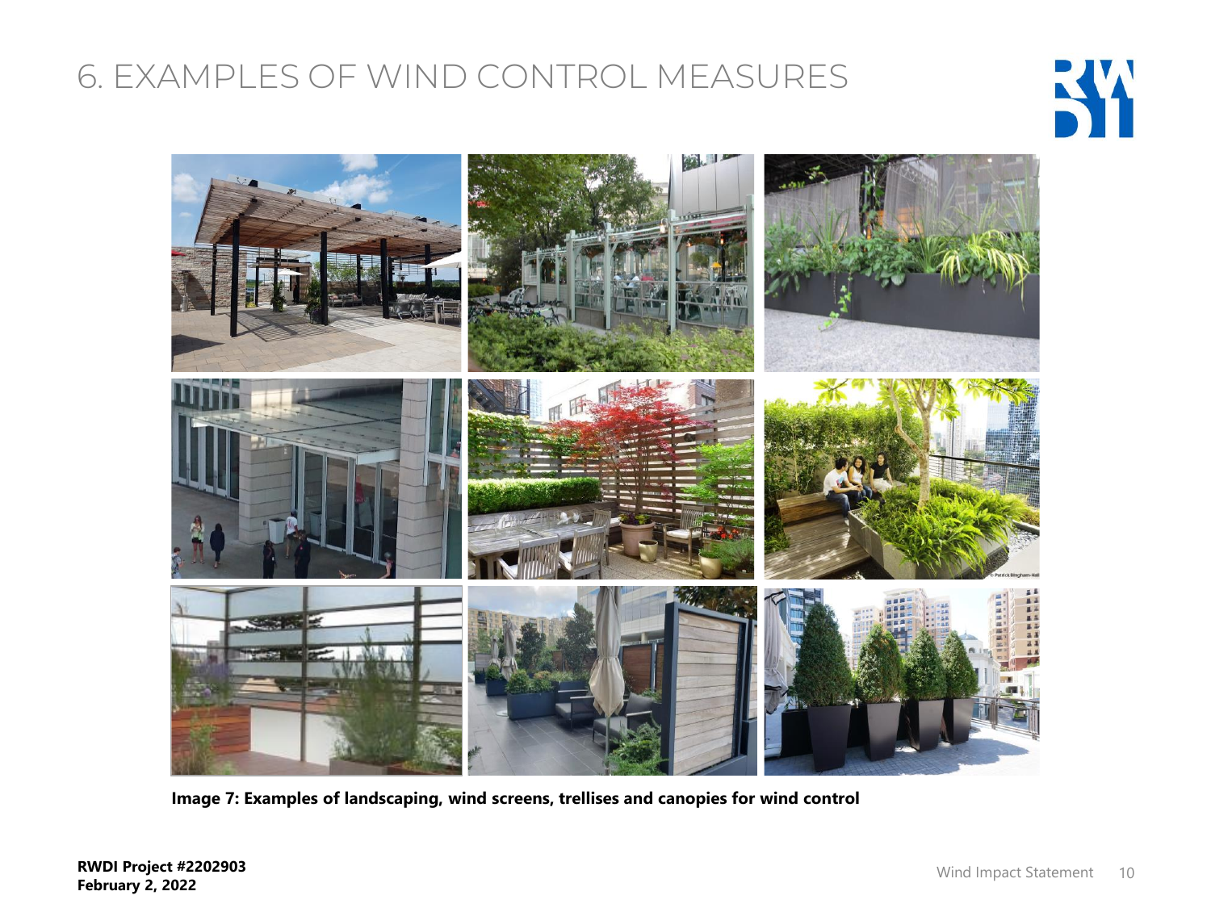# 6. EXAMPLES OF WIND CONTROL MEASURES

**Image 7: Examples of landscaping, wind screens, trellises and canopies for wind control**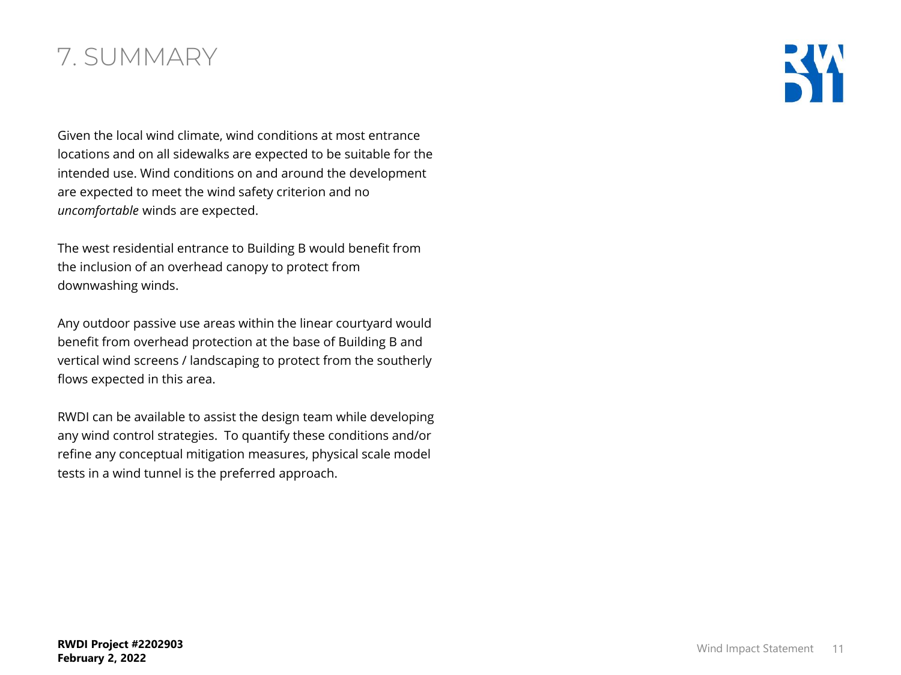# 7. SUMMARY

Given the local wind climate, wind conditions at most entrance locations and on all sidewalks are expected to be suitable for the intended use. Wind conditions on and around the development are expected to meet the wind safety criterion and no *uncomfortable* winds are expected.

The west residential entrance to Building B would benefit from the inclusion of an overhead canopy to protect from downwashing winds.

Any outdoor passive use areas within the linear courtyard would benefit from overhead protection at the base of Building B and vertical wind screens / landscaping to protect from the southerly flows expected in this area.

RWDI can be available to assist the design team while developing any wind control strategies. To quantify these conditions and/or refine any conceptual mitigation measures, physical scale model tests in a wind tunnel is the preferred approach.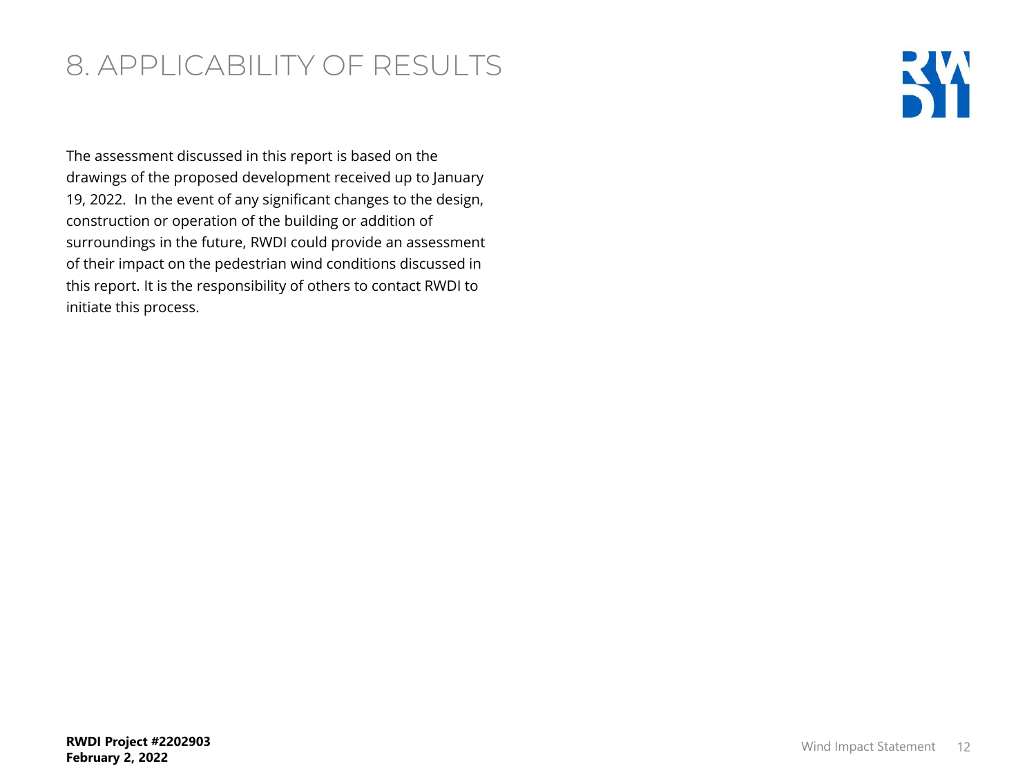# 8. APPLICABILITY OF RESULTS

The assessment discussed in this report is based on the drawings of the proposed development received up to January 19, 2022. In the event of any significant changes to the design, construction or operation of the building or addition of surroundings in the future, RWDI could provide an assessment of their impact on the pedestrian wind conditions discussed in this report. It is the responsibility of others to contact RWDI to initiate this process.